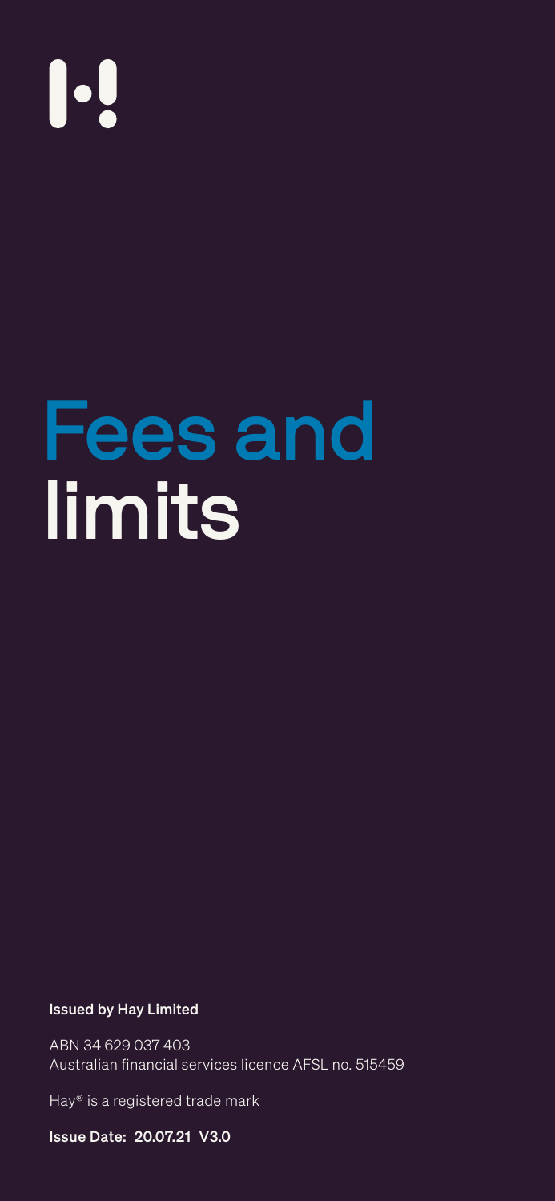# Fees and limits

**Issued by Hay Limited**

ABN 34 629 037 403
Australian financial services licence AFSL no. 515459

Hay® is a registered trade mark

**Issue Date: 20.07.21 V3.0**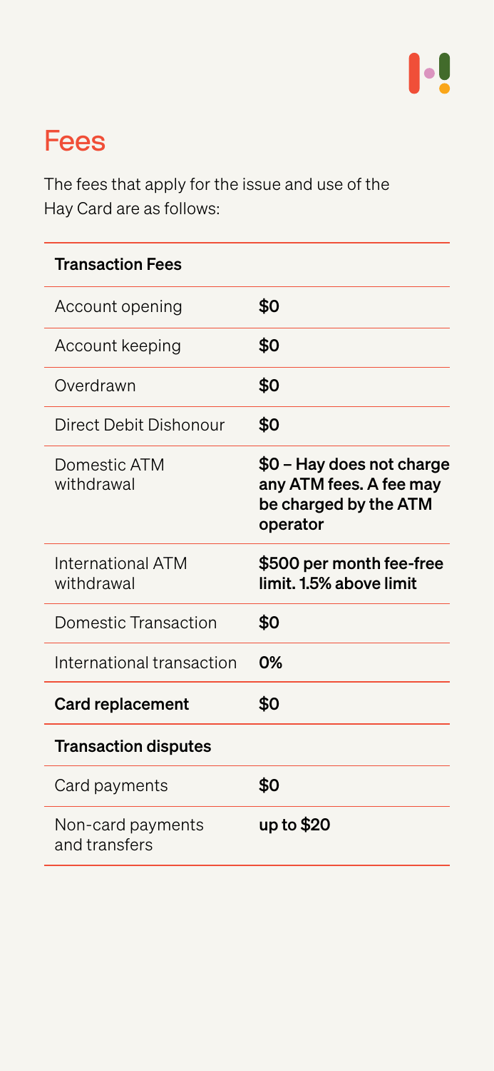## Fees

The fees that apply for the issue and use of the Hay Card are as follows:

| **Transaction Fees** | |
|---|---|
| Account opening | **$0** |
| Account keeping | **$0** |
| Overdrawn | **$0** |
| Direct Debit Dishonour | **$0** |
| Domestic ATM withdrawal | **$0 – Hay does not charge any ATM fees. A fee may be charged by the ATM operator** |
| International ATM withdrawal | **$500 per month fee-free limit. 1.5% above limit** |
| Domestic Transaction | **$0** |
| International transaction | **0%** |
| **Card replacement** | **$0** |
| **Transaction disputes** | |
| Card payments | **$0** |
| Non-card payments and transfers | **up to $20** |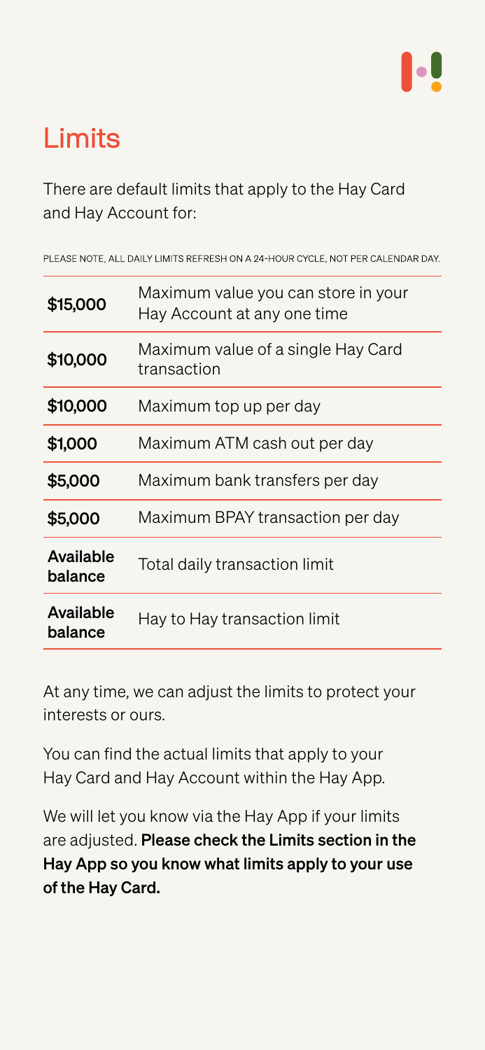# Limits

There are default limits that apply to the Hay Card and Hay Account for:

PLEASE NOTE, ALL DAILY LIMITS REFRESH ON A 24-HOUR CYCLE, NOT PER CALENDAR DAY.

| Limit | Description |
|---|---|
| **$15,000** | Maximum value you can store in your Hay Account at any one time |
| **$10,000** | Maximum value of a single Hay Card transaction |
| **$10,000** | Maximum top up per day |
| **$1,000** | Maximum ATM cash out per day |
| **$5,000** | Maximum bank transfers per day |
| **$5,000** | Maximum BPAY transaction per day |
| **Available balance** | Total daily transaction limit |
| **Available balance** | Hay to Hay transaction limit |

At any time, we can adjust the limits to protect your interests or ours.

You can find the actual limits that apply to your Hay Card and Hay Account within the Hay App.

We will let you know via the Hay App if your limits are adjusted. **Please check the Limits section in the Hay App so you know what limits apply to your use of the Hay Card.**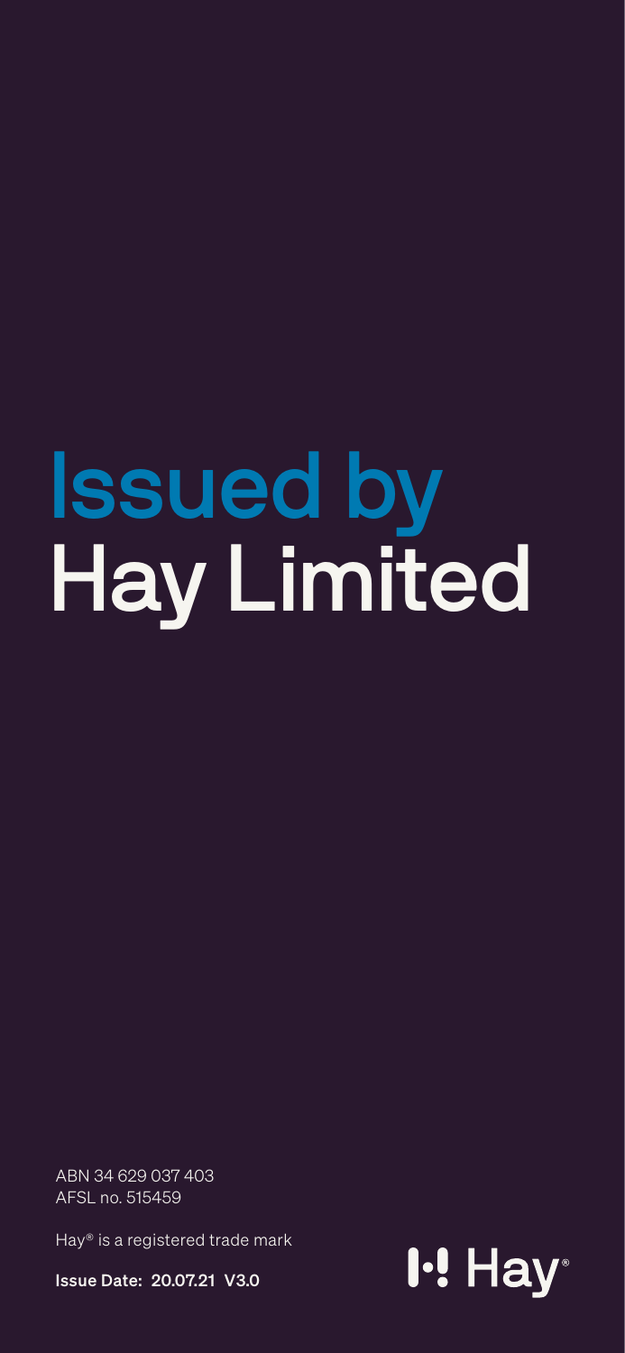# Issued by Hay Limited

ABN 34 629 037 403
AFSL no. 515459

Hay® is a registered trade mark

**Issue Date: 20.07.21 V3.0**

Hay®